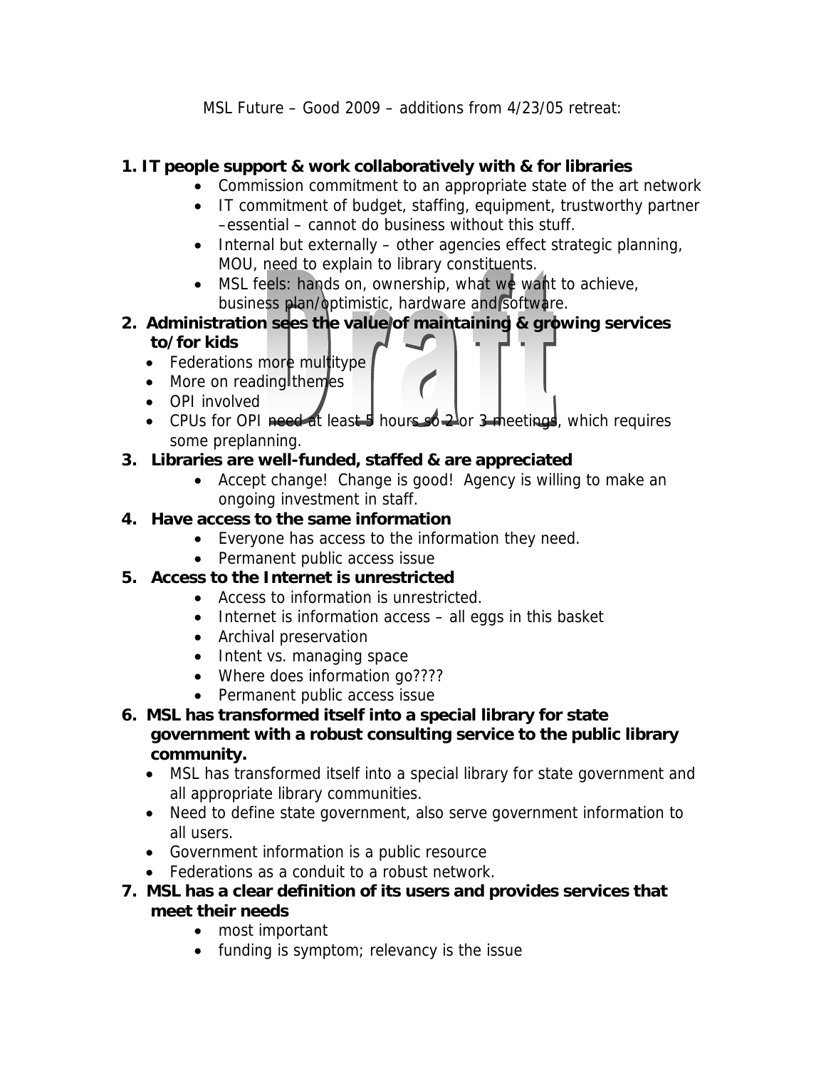MSL Future – Good 2009 – additions from 4/23/05 retreat:

1. **IT people support & work collaboratively with & for libraries**
    - Commission commitment to an appropriate state of the art network
    - IT commitment of budget, staffing, equipment, trustworthy partner –essential – cannot do business without this stuff.
    - Internal but externally – other agencies effect strategic planning, MOU, need to explain to library constituents.
    - MSL feels: hands on, ownership, what we want to achieve, business plan/optimistic, hardware and software.
2. **Administration sees the value of maintaining & growing services to/for kids**
    - Federations more multitype
    - More on reading themes
    - OPI involved
    - CPUs for OPI ~~need at least 5 hours so 2 or 3 meetings~~, which requires some preplanning.
3. **Libraries are well-funded, staffed & are appreciated**
    - Accept change! Change is good! Agency is willing to make an ongoing investment in staff.
4. **Have access to the same information**
    - Everyone has access to the information they need.
    - Permanent public access issue
5. **Access to the Internet is unrestricted**
    - Access to information is unrestricted.
    - Internet is information access – all eggs in this basket
    - Archival preservation
    - Intent vs. managing space
    - Where does information go????
    - Permanent public access issue
6. **MSL has transformed itself into a special library for state government with a robust consulting service to the public library community.**
    - MSL has transformed itself into a special library for state government and all appropriate library communities.
    - Need to define state government, also serve government information to all users.
    - Government information is a public resource
    - Federations as a conduit to a robust network.
7. **MSL has a clear definition of its users and provides services that meet their needs**
    - most important
    - funding is symptom; relevancy is the issue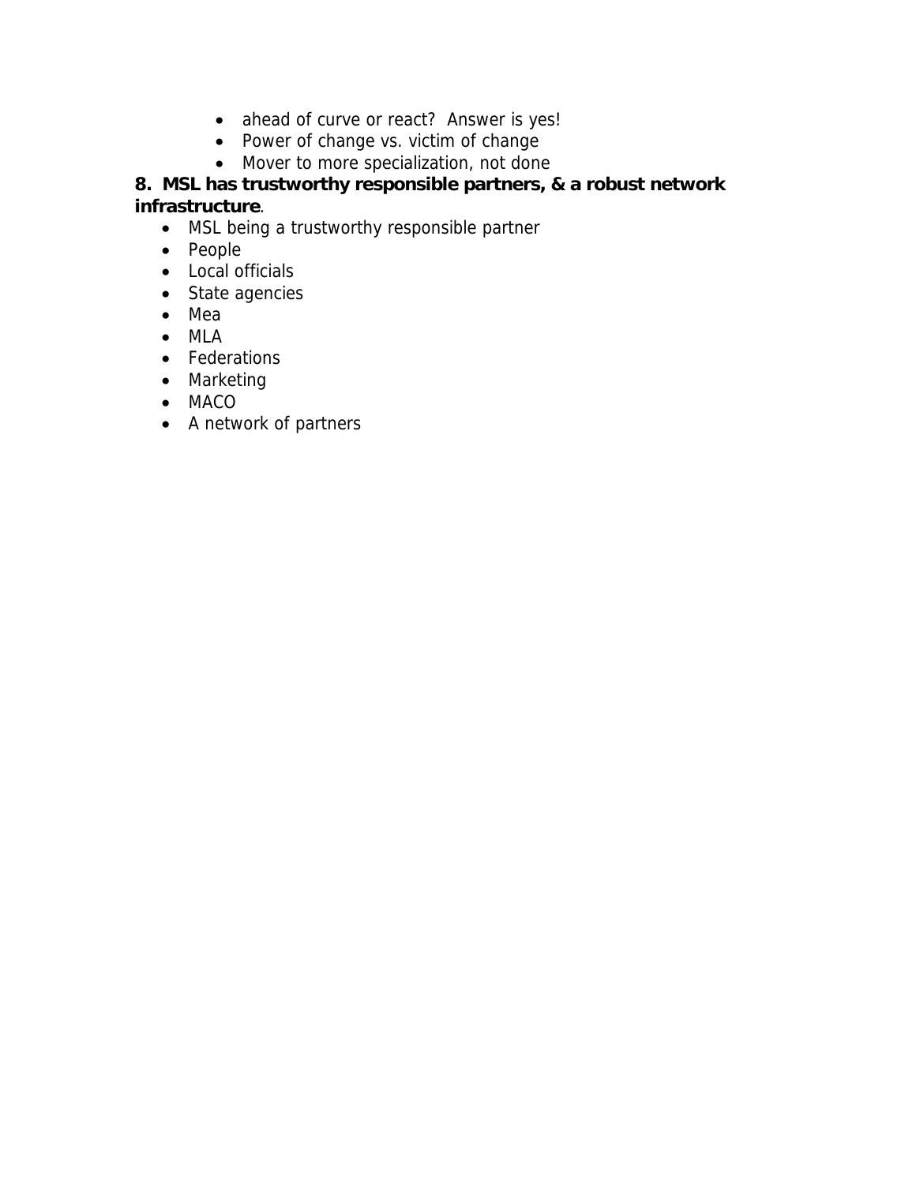- ahead of curve or react? Answer is yes!
  - Power of change vs. victim of change
  - Mover to more specialization, not done

**8. MSL has trustworthy responsible partners, & a robust network infrastructure**.

- MSL being a trustworthy responsible partner
- People
- Local officials
- State agencies
- Mea
- MLA
- Federations
- Marketing
- MACO
- A network of partners